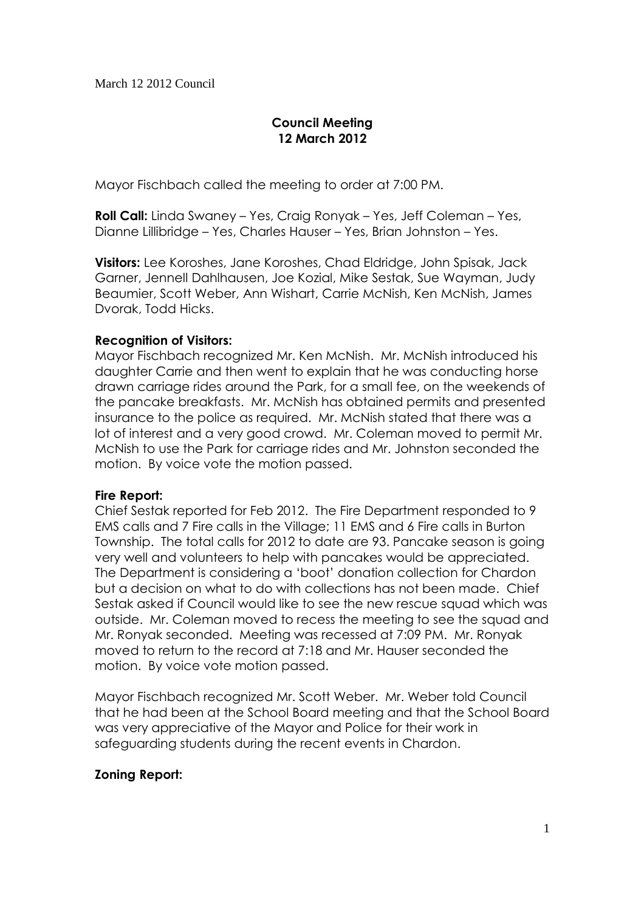March 12 2012 Council

# Council Meeting
## 12 March 2012

Mayor Fischbach called the meeting to order at 7:00 PM.

**Roll Call:** Linda Swaney – Yes, Craig Ronyak – Yes, Jeff Coleman – Yes, Dianne Lillibridge – Yes, Charles Hauser – Yes, Brian Johnston – Yes.

**Visitors:** Lee Koroshes, Jane Koroshes, Chad Eldridge, John Spisak, Jack Garner, Jennell Dahlhausen, Joe Kozial, Mike Sestak, Sue Wayman, Judy Beaumier, Scott Weber, Ann Wishart, Carrie McNish, Ken McNish, James Dvorak, Todd Hicks.

**Recognition of Visitors:**
Mayor Fischbach recognized Mr. Ken McNish. Mr. McNish introduced his daughter Carrie and then went to explain that he was conducting horse drawn carriage rides around the Park, for a small fee, on the weekends of the pancake breakfasts. Mr. McNish has obtained permits and presented insurance to the police as required. Mr. McNish stated that there was a lot of interest and a very good crowd. Mr. Coleman moved to permit Mr. McNish to use the Park for carriage rides and Mr. Johnston seconded the motion. By voice vote the motion passed.

**Fire Report:**
Chief Sestak reported for Feb 2012. The Fire Department responded to 9 EMS calls and 7 Fire calls in the Village; 11 EMS and 6 Fire calls in Burton Township. The total calls for 2012 to date are 93. Pancake season is going very well and volunteers to help with pancakes would be appreciated. The Department is considering a 'boot' donation collection for Chardon but a decision on what to do with collections has not been made. Chief Sestak asked if Council would like to see the new rescue squad which was outside. Mr. Coleman moved to recess the meeting to see the squad and Mr. Ronyak seconded. Meeting was recessed at 7:09 PM. Mr. Ronyak moved to return to the record at 7:18 and Mr. Hauser seconded the motion. By voice vote motion passed.

Mayor Fischbach recognized Mr. Scott Weber. Mr. Weber told Council that he had been at the School Board meeting and that the School Board was very appreciative of the Mayor and Police for their work in safeguarding students during the recent events in Chardon.

**Zoning Report:**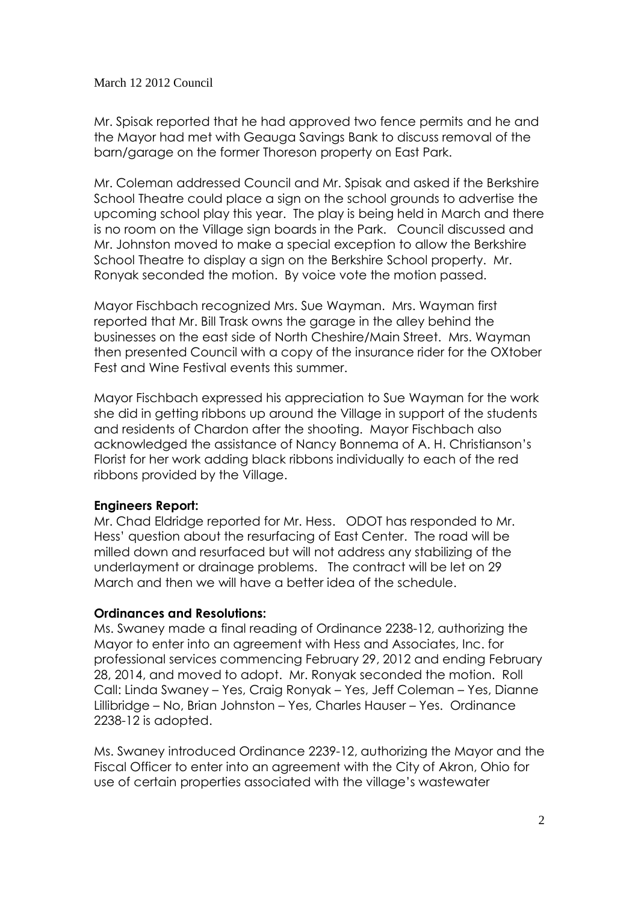March 12 2012 Council

Mr. Spisak reported that he had approved two fence permits and he and the Mayor had met with Geauga Savings Bank to discuss removal of the barn/garage on the former Thoreson property on East Park.

Mr. Coleman addressed Council and Mr. Spisak and asked if the Berkshire School Theatre could place a sign on the school grounds to advertise the upcoming school play this year. The play is being held in March and there is no room on the Village sign boards in the Park. Council discussed and Mr. Johnston moved to make a special exception to allow the Berkshire School Theatre to display a sign on the Berkshire School property. Mr. Ronyak seconded the motion. By voice vote the motion passed.

Mayor Fischbach recognized Mrs. Sue Wayman. Mrs. Wayman first reported that Mr. Bill Trask owns the garage in the alley behind the businesses on the east side of North Cheshire/Main Street. Mrs. Wayman then presented Council with a copy of the insurance rider for the OXtober Fest and Wine Festival events this summer.

Mayor Fischbach expressed his appreciation to Sue Wayman for the work she did in getting ribbons up around the Village in support of the students and residents of Chardon after the shooting. Mayor Fischbach also acknowledged the assistance of Nancy Bonnema of A. H. Christianson's Florist for her work adding black ribbons individually to each of the red ribbons provided by the Village.

**Engineers Report:**
Mr. Chad Eldridge reported for Mr. Hess. ODOT has responded to Mr. Hess' question about the resurfacing of East Center. The road will be milled down and resurfaced but will not address any stabilizing of the underlayment or drainage problems. The contract will be let on 29 March and then we will have a better idea of the schedule.

**Ordinances and Resolutions:**
Ms. Swaney made a final reading of Ordinance 2238-12, authorizing the Mayor to enter into an agreement with Hess and Associates, Inc. for professional services commencing February 29, 2012 and ending February 28, 2014, and moved to adopt. Mr. Ronyak seconded the motion. Roll Call: Linda Swaney – Yes, Craig Ronyak – Yes, Jeff Coleman – Yes, Dianne Lillibridge – No, Brian Johnston – Yes, Charles Hauser – Yes. Ordinance 2238-12 is adopted.

Ms. Swaney introduced Ordinance 2239-12, authorizing the Mayor and the Fiscal Officer to enter into an agreement with the City of Akron, Ohio for use of certain properties associated with the village's wastewater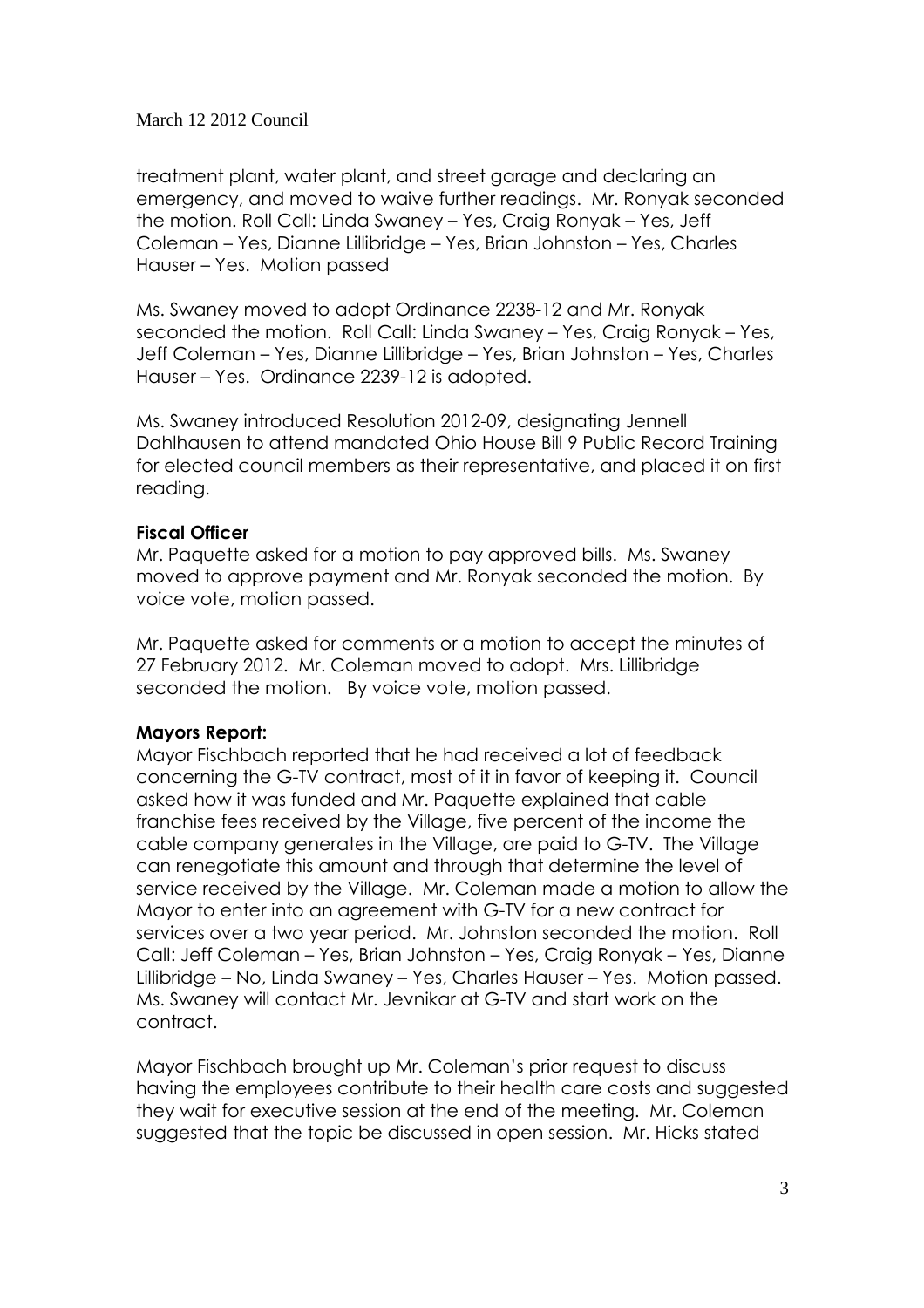treatment plant, water plant, and street garage and declaring an emergency, and moved to waive further readings. Mr. Ronyak seconded the motion. Roll Call: Linda Swaney – Yes, Craig Ronyak – Yes, Jeff Coleman – Yes, Dianne Lillibridge – Yes, Brian Johnston – Yes, Charles Hauser – Yes. Motion passed

Ms. Swaney moved to adopt Ordinance 2238-12 and Mr. Ronyak seconded the motion. Roll Call: Linda Swaney – Yes, Craig Ronyak – Yes, Jeff Coleman – Yes, Dianne Lillibridge – Yes, Brian Johnston – Yes, Charles Hauser – Yes. Ordinance 2239-12 is adopted.

Ms. Swaney introduced Resolution 2012-09, designating Jennell Dahlhausen to attend mandated Ohio House Bill 9 Public Record Training for elected council members as their representative, and placed it on first reading.

**Fiscal Officer**

Mr. Paquette asked for a motion to pay approved bills. Ms. Swaney moved to approve payment and Mr. Ronyak seconded the motion. By voice vote, motion passed.

Mr. Paquette asked for comments or a motion to accept the minutes of 27 February 2012. Mr. Coleman moved to adopt. Mrs. Lillibridge seconded the motion. By voice vote, motion passed.

**Mayors Report:**

Mayor Fischbach reported that he had received a lot of feedback concerning the G-TV contract, most of it in favor of keeping it. Council asked how it was funded and Mr. Paquette explained that cable franchise fees received by the Village, five percent of the income the cable company generates in the Village, are paid to G-TV. The Village can renegotiate this amount and through that determine the level of service received by the Village. Mr. Coleman made a motion to allow the Mayor to enter into an agreement with G-TV for a new contract for services over a two year period. Mr. Johnston seconded the motion. Roll Call: Jeff Coleman – Yes, Brian Johnston – Yes, Craig Ronyak – Yes, Dianne Lillibridge – No, Linda Swaney – Yes, Charles Hauser – Yes. Motion passed. Ms. Swaney will contact Mr. Jevnikar at G-TV and start work on the contract.

Mayor Fischbach brought up Mr. Coleman's prior request to discuss having the employees contribute to their health care costs and suggested they wait for executive session at the end of the meeting. Mr. Coleman suggested that the topic be discussed in open session. Mr. Hicks stated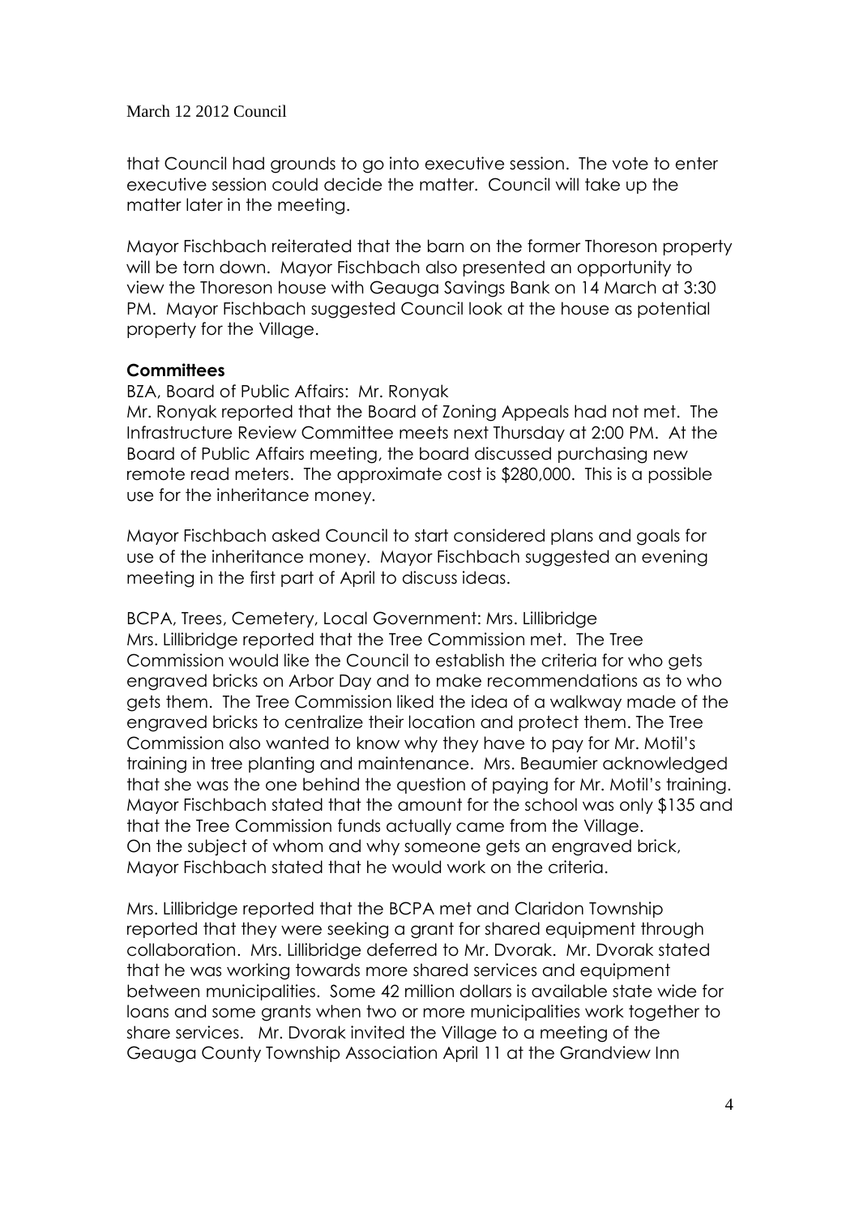that Council had grounds to go into executive session. The vote to enter executive session could decide the matter. Council will take up the matter later in the meeting.

Mayor Fischbach reiterated that the barn on the former Thoreson property will be torn down. Mayor Fischbach also presented an opportunity to view the Thoreson house with Geauga Savings Bank on 14 March at 3:30 PM. Mayor Fischbach suggested Council look at the house as potential property for the Village.

**Committees**

BZA, Board of Public Affairs: Mr. Ronyak
Mr. Ronyak reported that the Board of Zoning Appeals had not met. The Infrastructure Review Committee meets next Thursday at 2:00 PM. At the Board of Public Affairs meeting, the board discussed purchasing new remote read meters. The approximate cost is $280,000. This is a possible use for the inheritance money.

Mayor Fischbach asked Council to start considered plans and goals for use of the inheritance money. Mayor Fischbach suggested an evening meeting in the first part of April to discuss ideas.

BCPA, Trees, Cemetery, Local Government: Mrs. Lillibridge
Mrs. Lillibridge reported that the Tree Commission met. The Tree Commission would like the Council to establish the criteria for who gets engraved bricks on Arbor Day and to make recommendations as to who gets them. The Tree Commission liked the idea of a walkway made of the engraved bricks to centralize their location and protect them. The Tree Commission also wanted to know why they have to pay for Mr. Motil's training in tree planting and maintenance. Mrs. Beaumier acknowledged that she was the one behind the question of paying for Mr. Motil's training. Mayor Fischbach stated that the amount for the school was only $135 and that the Tree Commission funds actually came from the Village.
On the subject of whom and why someone gets an engraved brick, Mayor Fischbach stated that he would work on the criteria.

Mrs. Lillibridge reported that the BCPA met and Claridon Township reported that they were seeking a grant for shared equipment through collaboration. Mrs. Lillibridge deferred to Mr. Dvorak. Mr. Dvorak stated that he was working towards more shared services and equipment between municipalities. Some 42 million dollars is available state wide for loans and some grants when two or more municipalities work together to share services. Mr. Dvorak invited the Village to a meeting of the Geauga County Township Association April 11 at the Grandview Inn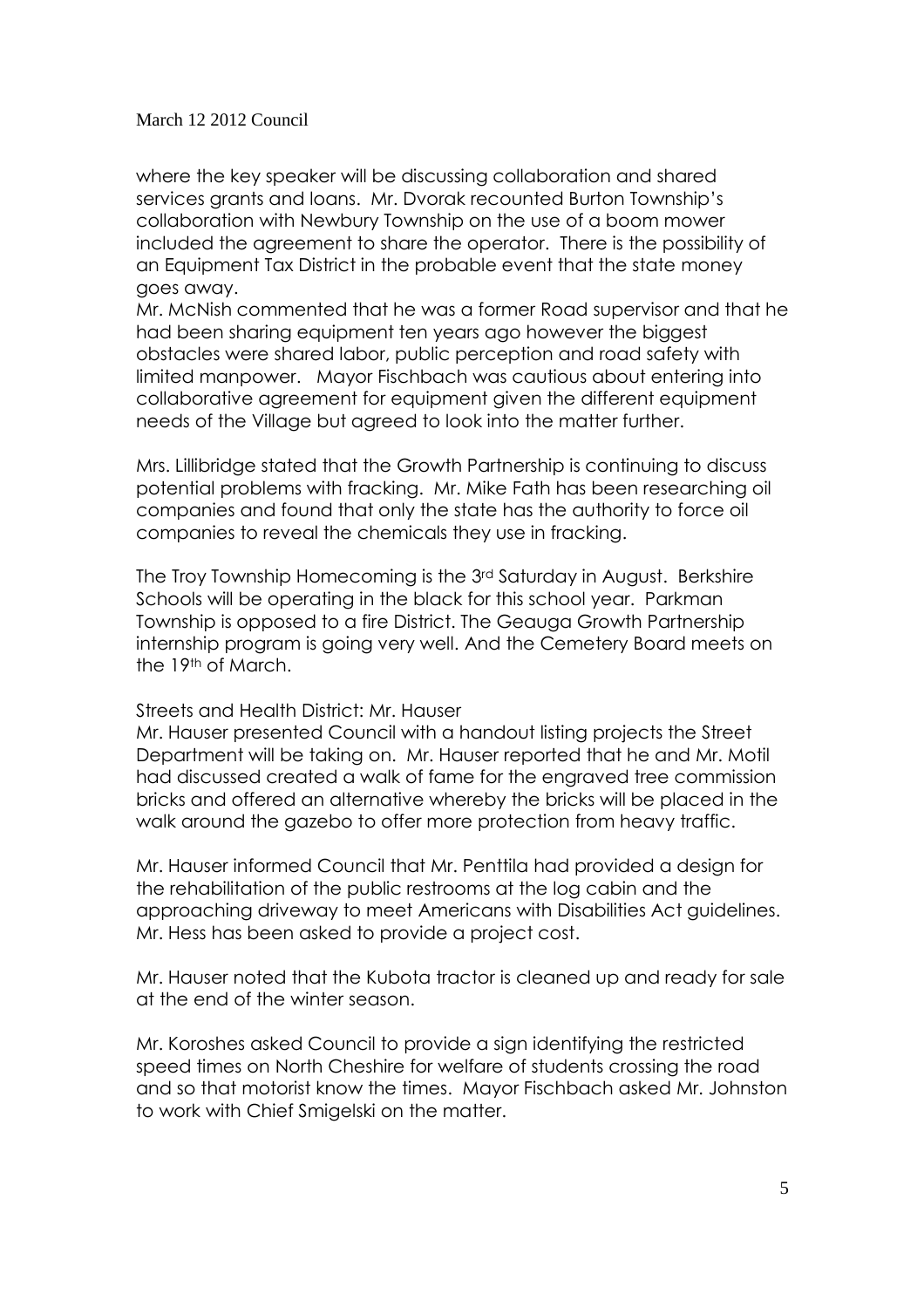where the key speaker will be discussing collaboration and shared services grants and loans. Mr. Dvorak recounted Burton Township's collaboration with Newbury Township on the use of a boom mower included the agreement to share the operator. There is the possibility of an Equipment Tax District in the probable event that the state money goes away.

Mr. McNish commented that he was a former Road supervisor and that he had been sharing equipment ten years ago however the biggest obstacles were shared labor, public perception and road safety with limited manpower. Mayor Fischbach was cautious about entering into collaborative agreement for equipment given the different equipment needs of the Village but agreed to look into the matter further.

Mrs. Lillibridge stated that the Growth Partnership is continuing to discuss potential problems with fracking. Mr. Mike Fath has been researching oil companies and found that only the state has the authority to force oil companies to reveal the chemicals they use in fracking.

The Troy Township Homecoming is the 3rd Saturday in August. Berkshire Schools will be operating in the black for this school year. Parkman Township is opposed to a fire District. The Geauga Growth Partnership internship program is going very well. And the Cemetery Board meets on the 19th of March.

Streets and Health District: Mr. Hauser

Mr. Hauser presented Council with a handout listing projects the Street Department will be taking on. Mr. Hauser reported that he and Mr. Motil had discussed created a walk of fame for the engraved tree commission bricks and offered an alternative whereby the bricks will be placed in the walk around the gazebo to offer more protection from heavy traffic.

Mr. Hauser informed Council that Mr. Penttila had provided a design for the rehabilitation of the public restrooms at the log cabin and the approaching driveway to meet Americans with Disabilities Act guidelines. Mr. Hess has been asked to provide a project cost.

Mr. Hauser noted that the Kubota tractor is cleaned up and ready for sale at the end of the winter season.

Mr. Koroshes asked Council to provide a sign identifying the restricted speed times on North Cheshire for welfare of students crossing the road and so that motorist know the times. Mayor Fischbach asked Mr. Johnston to work with Chief Smigelski on the matter.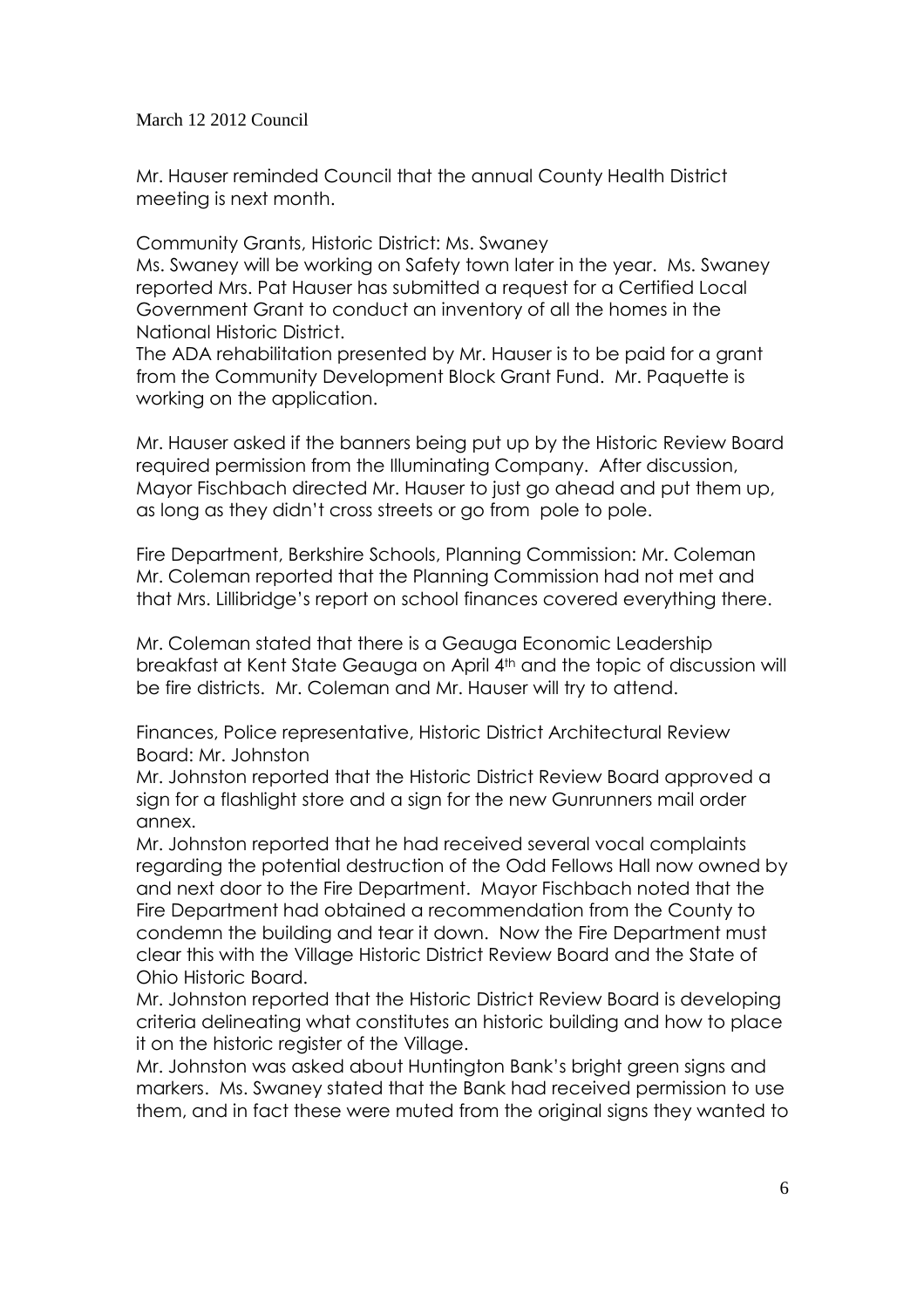March 12 2012 Council

Mr. Hauser reminded Council that the annual County Health District meeting is next month.

Community Grants, Historic District: Ms. Swaney
Ms. Swaney will be working on Safety town later in the year. Ms. Swaney reported Mrs. Pat Hauser has submitted a request for a Certified Local Government Grant to conduct an inventory of all the homes in the National Historic District.
The ADA rehabilitation presented by Mr. Hauser is to be paid for a grant from the Community Development Block Grant Fund. Mr. Paquette is working on the application.

Mr. Hauser asked if the banners being put up by the Historic Review Board required permission from the Illuminating Company. After discussion, Mayor Fischbach directed Mr. Hauser to just go ahead and put them up, as long as they didn't cross streets or go from pole to pole.

Fire Department, Berkshire Schools, Planning Commission: Mr. Coleman
Mr. Coleman reported that the Planning Commission had not met and that Mrs. Lillibridge's report on school finances covered everything there.

Mr. Coleman stated that there is a Geauga Economic Leadership breakfast at Kent State Geauga on April 4th and the topic of discussion will be fire districts. Mr. Coleman and Mr. Hauser will try to attend.

Finances, Police representative, Historic District Architectural Review Board: Mr. Johnston
Mr. Johnston reported that the Historic District Review Board approved a sign for a flashlight store and a sign for the new Gunrunners mail order annex.
Mr. Johnston reported that he had received several vocal complaints regarding the potential destruction of the Odd Fellows Hall now owned by and next door to the Fire Department. Mayor Fischbach noted that the Fire Department had obtained a recommendation from the County to condemn the building and tear it down. Now the Fire Department must clear this with the Village Historic District Review Board and the State of Ohio Historic Board.
Mr. Johnston reported that the Historic District Review Board is developing criteria delineating what constitutes an historic building and how to place it on the historic register of the Village.
Mr. Johnston was asked about Huntington Bank's bright green signs and markers. Ms. Swaney stated that the Bank had received permission to use them, and in fact these were muted from the original signs they wanted to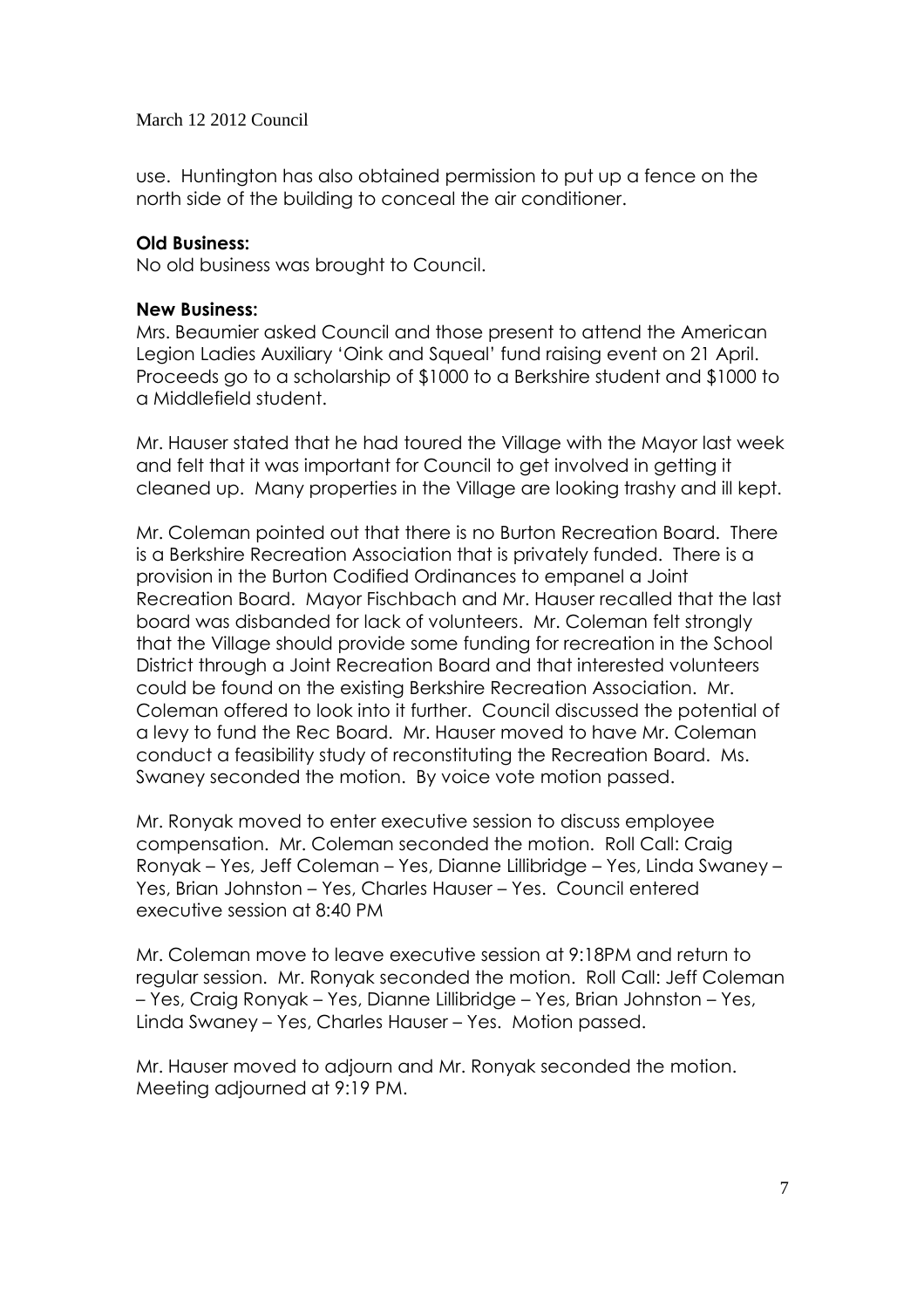use. Huntington has also obtained permission to put up a fence on the north side of the building to conceal the air conditioner.

**Old Business:**
No old business was brought to Council.

**New Business:**
Mrs. Beaumier asked Council and those present to attend the American Legion Ladies Auxiliary 'Oink and Squeal' fund raising event on 21 April. Proceeds go to a scholarship of $1000 to a Berkshire student and $1000 to a Middlefield student.

Mr. Hauser stated that he had toured the Village with the Mayor last week and felt that it was important for Council to get involved in getting it cleaned up. Many properties in the Village are looking trashy and ill kept.

Mr. Coleman pointed out that there is no Burton Recreation Board. There is a Berkshire Recreation Association that is privately funded. There is a provision in the Burton Codified Ordinances to empanel a Joint Recreation Board. Mayor Fischbach and Mr. Hauser recalled that the last board was disbanded for lack of volunteers. Mr. Coleman felt strongly that the Village should provide some funding for recreation in the School District through a Joint Recreation Board and that interested volunteers could be found on the existing Berkshire Recreation Association. Mr. Coleman offered to look into it further. Council discussed the potential of a levy to fund the Rec Board. Mr. Hauser moved to have Mr. Coleman conduct a feasibility study of reconstituting the Recreation Board. Ms. Swaney seconded the motion. By voice vote motion passed.

Mr. Ronyak moved to enter executive session to discuss employee compensation. Mr. Coleman seconded the motion. Roll Call: Craig Ronyak – Yes, Jeff Coleman – Yes, Dianne Lillibridge – Yes, Linda Swaney – Yes, Brian Johnston – Yes, Charles Hauser – Yes. Council entered executive session at 8:40 PM

Mr. Coleman move to leave executive session at 9:18PM and return to regular session. Mr. Ronyak seconded the motion. Roll Call: Jeff Coleman – Yes, Craig Ronyak – Yes, Dianne Lillibridge – Yes, Brian Johnston – Yes, Linda Swaney – Yes, Charles Hauser – Yes. Motion passed.

Mr. Hauser moved to adjourn and Mr. Ronyak seconded the motion. Meeting adjourned at 9:19 PM.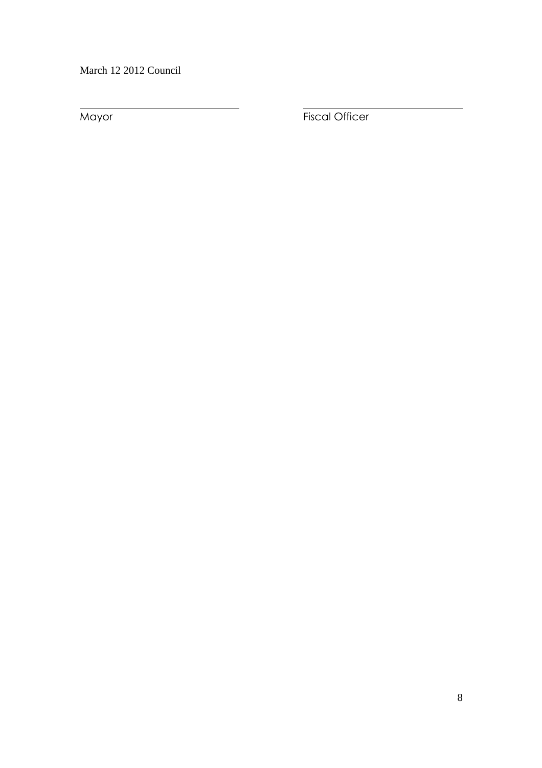March 12 2012 Council

| | |
|---|---|
| Mayor | Fiscal Officer |